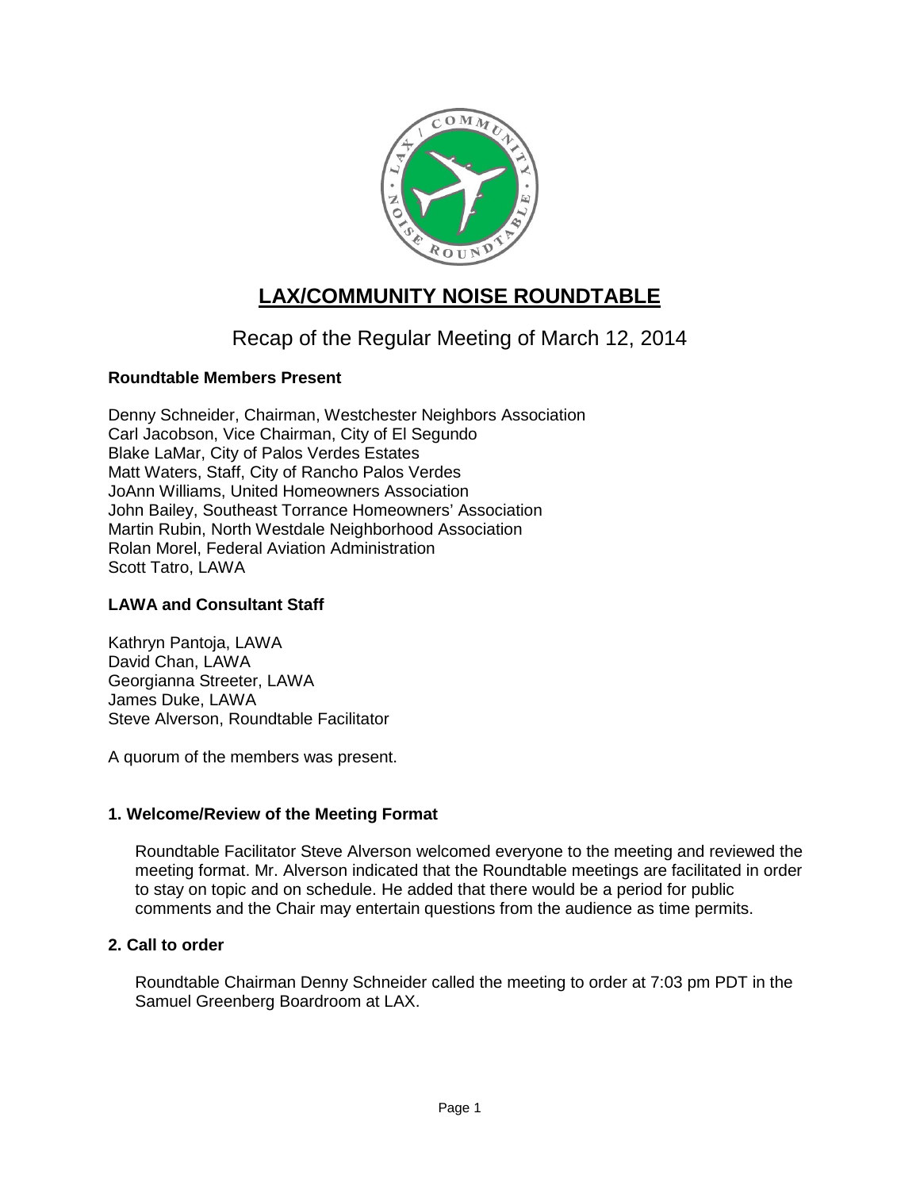# LAX/COMMUNITY NOISE ROUNDTABLE

## Recap of the Regular Meeting of March 12, 2014

### Roundtable Members Present

Denny Schneider, Chairman, Westchester Neighbors Association
Carl Jacobson, Vice Chairman, City of El Segundo
Blake LaMar, City of Palos Verdes Estates
Matt Waters, Staff, City of Rancho Palos Verdes
JoAnn Williams, United Homeowners Association
John Bailey, Southeast Torrance Homeowners' Association
Martin Rubin, North Westdale Neighborhood Association
Rolan Morel, Federal Aviation Administration
Scott Tatro, LAWA

### LAWA and Consultant Staff

Kathryn Pantoja, LAWA
David Chan, LAWA
Georgianna Streeter, LAWA
James Duke, LAWA
Steve Alverson, Roundtable Facilitator

A quorum of the members was present.

### 1. Welcome/Review of the Meeting Format

Roundtable Facilitator Steve Alverson welcomed everyone to the meeting and reviewed the meeting format. Mr. Alverson indicated that the Roundtable meetings are facilitated in order to stay on topic and on schedule. He added that there would be a period for public comments and the Chair may entertain questions from the audience as time permits.

### 2. Call to order

Roundtable Chairman Denny Schneider called the meeting to order at 7:03 pm PDT in the Samuel Greenberg Boardroom at LAX.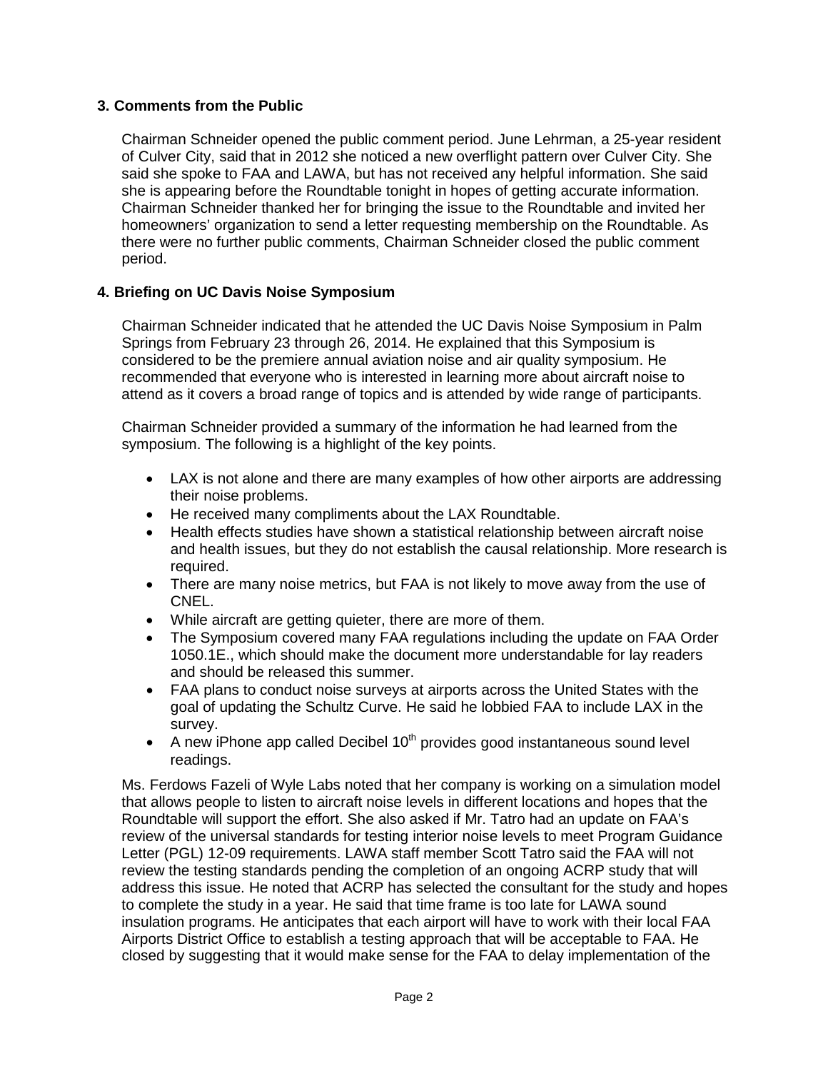## 3. Comments from the Public

Chairman Schneider opened the public comment period. June Lehrman, a 25-year resident of Culver City, said that in 2012 she noticed a new overflight pattern over Culver City. She said she spoke to FAA and LAWA, but has not received any helpful information. She said she is appearing before the Roundtable tonight in hopes of getting accurate information. Chairman Schneider thanked her for bringing the issue to the Roundtable and invited her homeowners' organization to send a letter requesting membership on the Roundtable. As there were no further public comments, Chairman Schneider closed the public comment period.

## 4. Briefing on UC Davis Noise Symposium

Chairman Schneider indicated that he attended the UC Davis Noise Symposium in Palm Springs from February 23 through 26, 2014. He explained that this Symposium is considered to be the premiere annual aviation noise and air quality symposium. He recommended that everyone who is interested in learning more about aircraft noise to attend as it covers a broad range of topics and is attended by wide range of participants.

Chairman Schneider provided a summary of the information he had learned from the symposium. The following is a highlight of the key points.

- LAX is not alone and there are many examples of how other airports are addressing their noise problems.
- He received many compliments about the LAX Roundtable.
- Health effects studies have shown a statistical relationship between aircraft noise and health issues, but they do not establish the causal relationship. More research is required.
- There are many noise metrics, but FAA is not likely to move away from the use of CNEL.
- While aircraft are getting quieter, there are more of them.
- The Symposium covered many FAA regulations including the update on FAA Order 1050.1E., which should make the document more understandable for lay readers and should be released this summer.
- FAA plans to conduct noise surveys at airports across the United States with the goal of updating the Schultz Curve. He said he lobbied FAA to include LAX in the survey.
- A new iPhone app called Decibel 10th provides good instantaneous sound level readings.

Ms. Ferdows Fazeli of Wyle Labs noted that her company is working on a simulation model that allows people to listen to aircraft noise levels in different locations and hopes that the Roundtable will support the effort. She also asked if Mr. Tatro had an update on FAA's review of the universal standards for testing interior noise levels to meet Program Guidance Letter (PGL) 12-09 requirements. LAWA staff member Scott Tatro said the FAA will not review the testing standards pending the completion of an ongoing ACRP study that will address this issue. He noted that ACRP has selected the consultant for the study and hopes to complete the study in a year. He said that time frame is too late for LAWA sound insulation programs. He anticipates that each airport will have to work with their local FAA Airports District Office to establish a testing approach that will be acceptable to FAA. He closed by suggesting that it would make sense for the FAA to delay implementation of the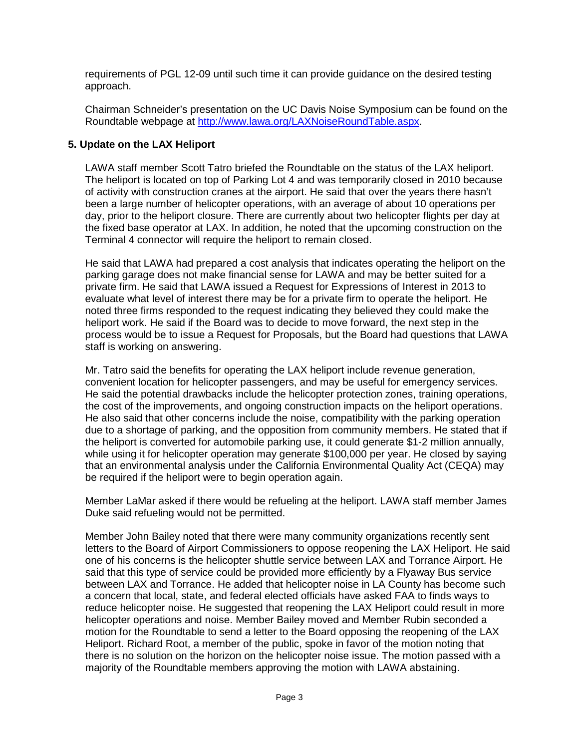requirements of PGL 12-09 until such time it can provide guidance on the desired testing approach.

Chairman Schneider's presentation on the UC Davis Noise Symposium can be found on the Roundtable webpage at [http://www.lawa.org/LAXNoiseRoundTable.aspx](http://www.lawa.org/LAXNoiseRoundTable.aspx).

## 5. Update on the LAX Heliport

LAWA staff member Scott Tatro briefed the Roundtable on the status of the LAX heliport. The heliport is located on top of Parking Lot 4 and was temporarily closed in 2010 because of activity with construction cranes at the airport. He said that over the years there hasn't been a large number of helicopter operations, with an average of about 10 operations per day, prior to the heliport closure. There are currently about two helicopter flights per day at the fixed base operator at LAX. In addition, he noted that the upcoming construction on the Terminal 4 connector will require the heliport to remain closed.

He said that LAWA had prepared a cost analysis that indicates operating the heliport on the parking garage does not make financial sense for LAWA and may be better suited for a private firm. He said that LAWA issued a Request for Expressions of Interest in 2013 to evaluate what level of interest there may be for a private firm to operate the heliport. He noted three firms responded to the request indicating they believed they could make the heliport work. He said if the Board was to decide to move forward, the next step in the process would be to issue a Request for Proposals, but the Board had questions that LAWA staff is working on answering.

Mr. Tatro said the benefits for operating the LAX heliport include revenue generation, convenient location for helicopter passengers, and may be useful for emergency services. He said the potential drawbacks include the helicopter protection zones, training operations, the cost of the improvements, and ongoing construction impacts on the heliport operations. He also said that other concerns include the noise, compatibility with the parking operation due to a shortage of parking, and the opposition from community members. He stated that if the heliport is converted for automobile parking use, it could generate $1-2 million annually, while using it for helicopter operation may generate $100,000 per year. He closed by saying that an environmental analysis under the California Environmental Quality Act (CEQA) may be required if the heliport were to begin operation again.

Member LaMar asked if there would be refueling at the heliport. LAWA staff member James Duke said refueling would not be permitted.

Member John Bailey noted that there were many community organizations recently sent letters to the Board of Airport Commissioners to oppose reopening the LAX Heliport. He said one of his concerns is the helicopter shuttle service between LAX and Torrance Airport. He said that this type of service could be provided more efficiently by a Flyaway Bus service between LAX and Torrance. He added that helicopter noise in LA County has become such a concern that local, state, and federal elected officials have asked FAA to finds ways to reduce helicopter noise. He suggested that reopening the LAX Heliport could result in more helicopter operations and noise. Member Bailey moved and Member Rubin seconded a motion for the Roundtable to send a letter to the Board opposing the reopening of the LAX Heliport. Richard Root, a member of the public, spoke in favor of the motion noting that there is no solution on the horizon on the helicopter noise issue. The motion passed with a majority of the Roundtable members approving the motion with LAWA abstaining.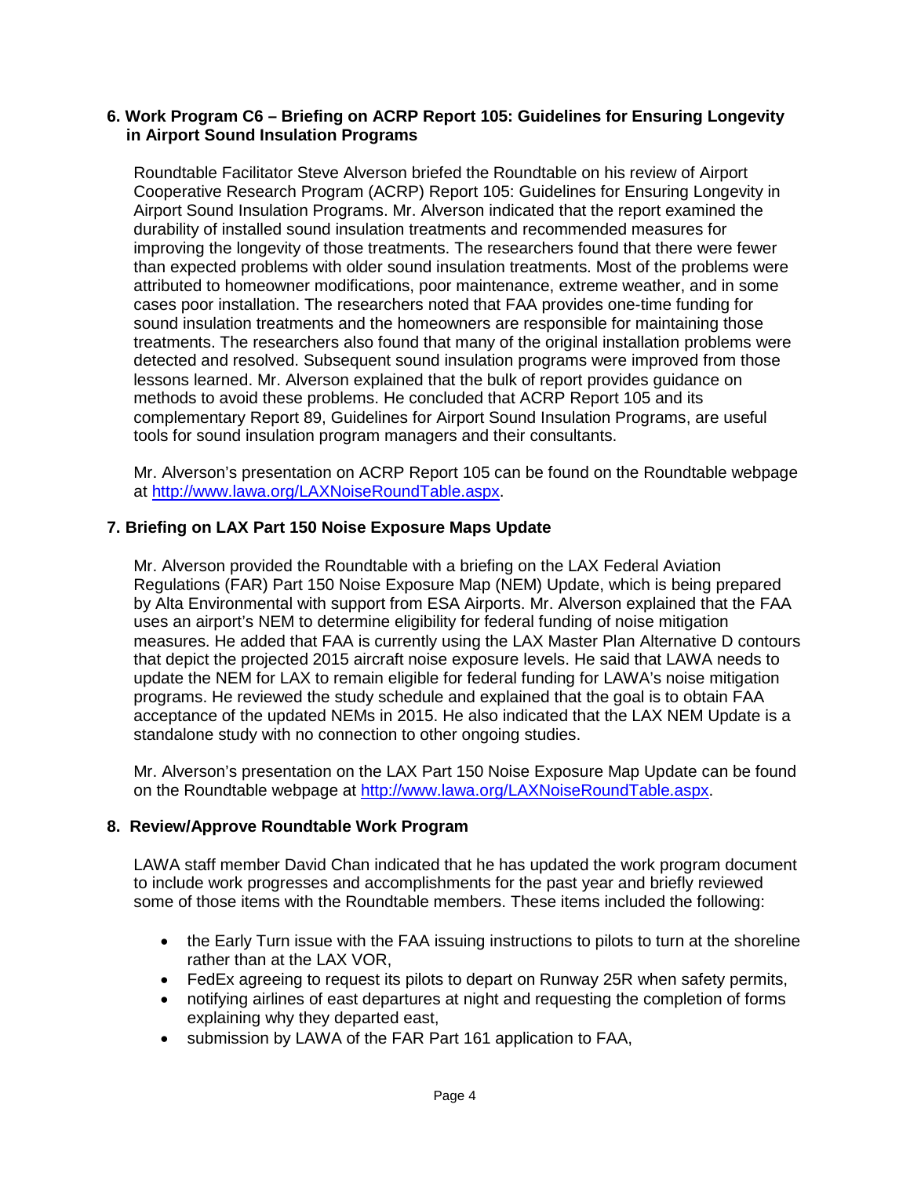## 6. Work Program C6 – Briefing on ACRP Report 105: Guidelines for Ensuring Longevity in Airport Sound Insulation Programs

Roundtable Facilitator Steve Alverson briefed the Roundtable on his review of Airport Cooperative Research Program (ACRP) Report 105: Guidelines for Ensuring Longevity in Airport Sound Insulation Programs. Mr. Alverson indicated that the report examined the durability of installed sound insulation treatments and recommended measures for improving the longevity of those treatments. The researchers found that there were fewer than expected problems with older sound insulation treatments. Most of the problems were attributed to homeowner modifications, poor maintenance, extreme weather, and in some cases poor installation. The researchers noted that FAA provides one-time funding for sound insulation treatments and the homeowners are responsible for maintaining those treatments. The researchers also found that many of the original installation problems were detected and resolved. Subsequent sound insulation programs were improved from those lessons learned. Mr. Alverson explained that the bulk of report provides guidance on methods to avoid these problems. He concluded that ACRP Report 105 and its complementary Report 89, Guidelines for Airport Sound Insulation Programs, are useful tools for sound insulation program managers and their consultants.

Mr. Alverson's presentation on ACRP Report 105 can be found on the Roundtable webpage at http://www.lawa.org/LAXNoiseRoundTable.aspx.

## 7. Briefing on LAX Part 150 Noise Exposure Maps Update

Mr. Alverson provided the Roundtable with a briefing on the LAX Federal Aviation Regulations (FAR) Part 150 Noise Exposure Map (NEM) Update, which is being prepared by Alta Environmental with support from ESA Airports. Mr. Alverson explained that the FAA uses an airport's NEM to determine eligibility for federal funding of noise mitigation measures. He added that FAA is currently using the LAX Master Plan Alternative D contours that depict the projected 2015 aircraft noise exposure levels. He said that LAWA needs to update the NEM for LAX to remain eligible for federal funding for LAWA's noise mitigation programs. He reviewed the study schedule and explained that the goal is to obtain FAA acceptance of the updated NEMs in 2015. He also indicated that the LAX NEM Update is a standalone study with no connection to other ongoing studies.

Mr. Alverson's presentation on the LAX Part 150 Noise Exposure Map Update can be found on the Roundtable webpage at http://www.lawa.org/LAXNoiseRoundTable.aspx.

## 8. Review/Approve Roundtable Work Program

LAWA staff member David Chan indicated that he has updated the work program document to include work progresses and accomplishments for the past year and briefly reviewed some of those items with the Roundtable members. These items included the following:

- the Early Turn issue with the FAA issuing instructions to pilots to turn at the shoreline rather than at the LAX VOR,
- FedEx agreeing to request its pilots to depart on Runway 25R when safety permits,
- notifying airlines of east departures at night and requesting the completion of forms explaining why they departed east,
- submission by LAWA of the FAR Part 161 application to FAA,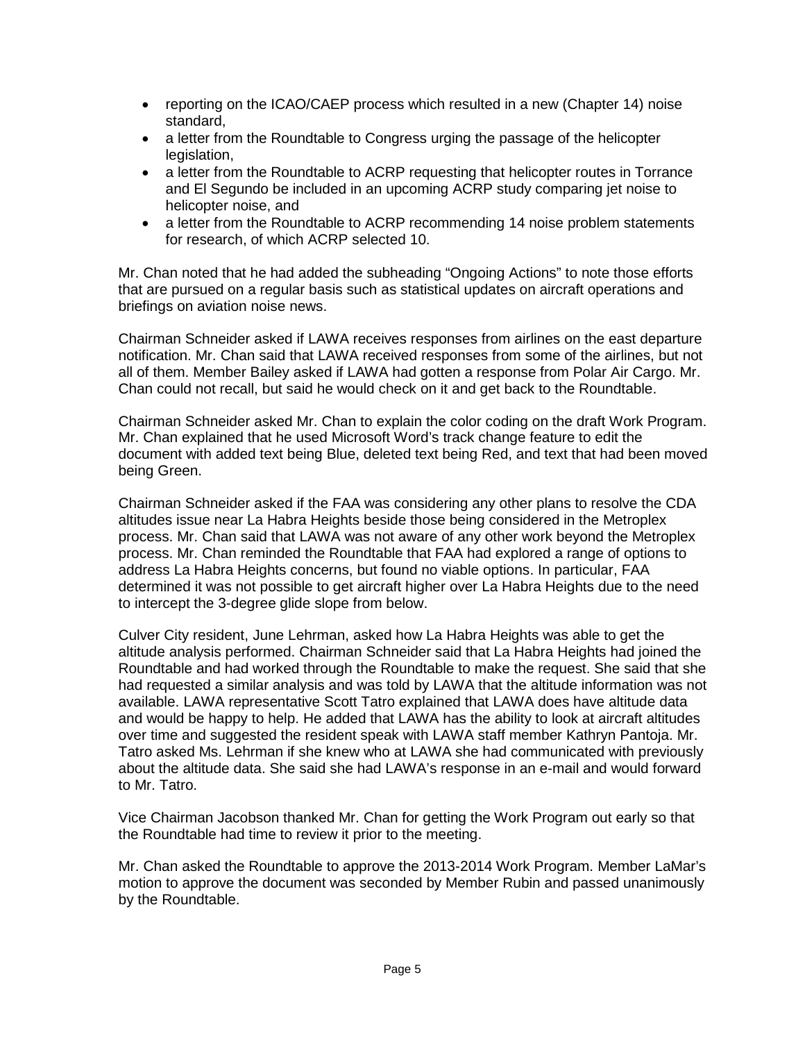- reporting on the ICAO/CAEP process which resulted in a new (Chapter 14) noise standard,
- a letter from the Roundtable to Congress urging the passage of the helicopter legislation,
- a letter from the Roundtable to ACRP requesting that helicopter routes in Torrance and El Segundo be included in an upcoming ACRP study comparing jet noise to helicopter noise, and
- a letter from the Roundtable to ACRP recommending 14 noise problem statements for research, of which ACRP selected 10.

Mr. Chan noted that he had added the subheading "Ongoing Actions" to note those efforts that are pursued on a regular basis such as statistical updates on aircraft operations and briefings on aviation noise news.

Chairman Schneider asked if LAWA receives responses from airlines on the east departure notification. Mr. Chan said that LAWA received responses from some of the airlines, but not all of them. Member Bailey asked if LAWA had gotten a response from Polar Air Cargo. Mr. Chan could not recall, but said he would check on it and get back to the Roundtable.

Chairman Schneider asked Mr. Chan to explain the color coding on the draft Work Program. Mr. Chan explained that he used Microsoft Word's track change feature to edit the document with added text being Blue, deleted text being Red, and text that had been moved being Green.

Chairman Schneider asked if the FAA was considering any other plans to resolve the CDA altitudes issue near La Habra Heights beside those being considered in the Metroplex process. Mr. Chan said that LAWA was not aware of any other work beyond the Metroplex process. Mr. Chan reminded the Roundtable that FAA had explored a range of options to address La Habra Heights concerns, but found no viable options. In particular, FAA determined it was not possible to get aircraft higher over La Habra Heights due to the need to intercept the 3-degree glide slope from below.

Culver City resident, June Lehrman, asked how La Habra Heights was able to get the altitude analysis performed. Chairman Schneider said that La Habra Heights had joined the Roundtable and had worked through the Roundtable to make the request. She said that she had requested a similar analysis and was told by LAWA that the altitude information was not available. LAWA representative Scott Tatro explained that LAWA does have altitude data and would be happy to help. He added that LAWA has the ability to look at aircraft altitudes over time and suggested the resident speak with LAWA staff member Kathryn Pantoja. Mr. Tatro asked Ms. Lehrman if she knew who at LAWA she had communicated with previously about the altitude data. She said she had LAWA's response in an e-mail and would forward to Mr. Tatro.

Vice Chairman Jacobson thanked Mr. Chan for getting the Work Program out early so that the Roundtable had time to review it prior to the meeting.

Mr. Chan asked the Roundtable to approve the 2013-2014 Work Program. Member LaMar's motion to approve the document was seconded by Member Rubin and passed unanimously by the Roundtable.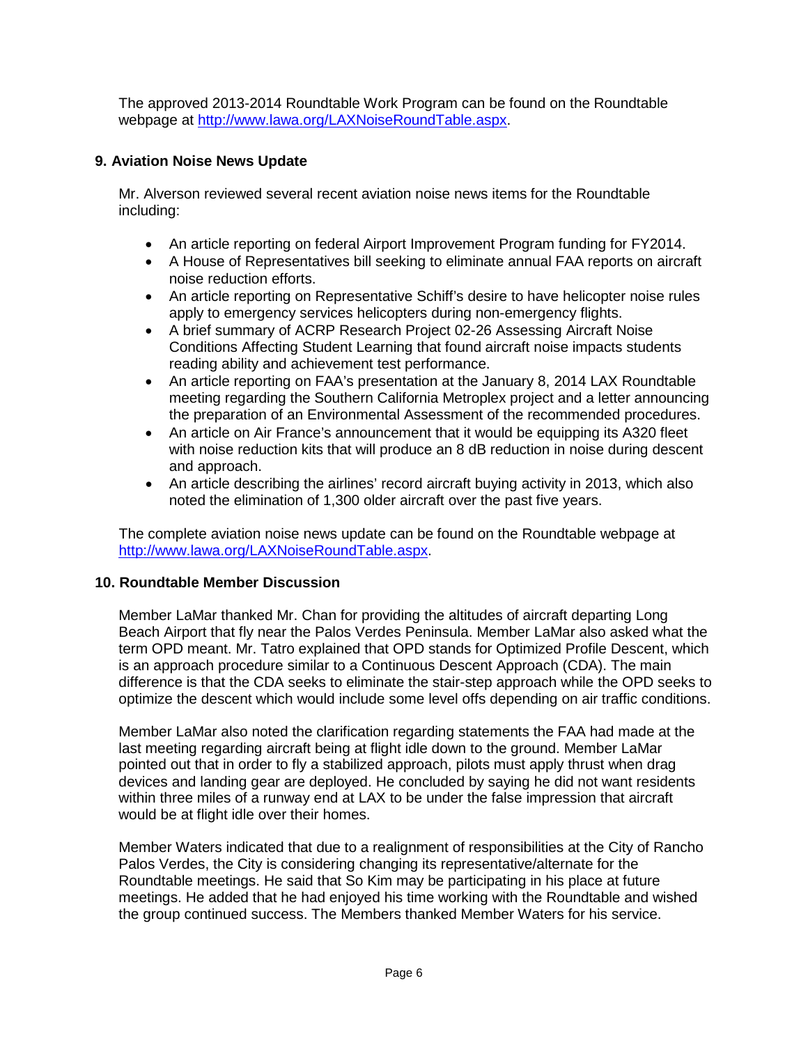The approved 2013-2014 Roundtable Work Program can be found on the Roundtable webpage at http://www.lawa.org/LAXNoiseRoundTable.aspx.

## 9. Aviation Noise News Update

Mr. Alverson reviewed several recent aviation noise news items for the Roundtable including:

- An article reporting on federal Airport Improvement Program funding for FY2014.
- A House of Representatives bill seeking to eliminate annual FAA reports on aircraft noise reduction efforts.
- An article reporting on Representative Schiff's desire to have helicopter noise rules apply to emergency services helicopters during non-emergency flights.
- A brief summary of ACRP Research Project 02-26 Assessing Aircraft Noise Conditions Affecting Student Learning that found aircraft noise impacts students reading ability and achievement test performance.
- An article reporting on FAA's presentation at the January 8, 2014 LAX Roundtable meeting regarding the Southern California Metroplex project and a letter announcing the preparation of an Environmental Assessment of the recommended procedures.
- An article on Air France's announcement that it would be equipping its A320 fleet with noise reduction kits that will produce an 8 dB reduction in noise during descent and approach.
- An article describing the airlines' record aircraft buying activity in 2013, which also noted the elimination of 1,300 older aircraft over the past five years.

The complete aviation noise news update can be found on the Roundtable webpage at http://www.lawa.org/LAXNoiseRoundTable.aspx.

## 10. Roundtable Member Discussion

Member LaMar thanked Mr. Chan for providing the altitudes of aircraft departing Long Beach Airport that fly near the Palos Verdes Peninsula. Member LaMar also asked what the term OPD meant. Mr. Tatro explained that OPD stands for Optimized Profile Descent, which is an approach procedure similar to a Continuous Descent Approach (CDA). The main difference is that the CDA seeks to eliminate the stair-step approach while the OPD seeks to optimize the descent which would include some level offs depending on air traffic conditions.

Member LaMar also noted the clarification regarding statements the FAA had made at the last meeting regarding aircraft being at flight idle down to the ground. Member LaMar pointed out that in order to fly a stabilized approach, pilots must apply thrust when drag devices and landing gear are deployed. He concluded by saying he did not want residents within three miles of a runway end at LAX to be under the false impression that aircraft would be at flight idle over their homes.

Member Waters indicated that due to a realignment of responsibilities at the City of Rancho Palos Verdes, the City is considering changing its representative/alternate for the Roundtable meetings. He said that So Kim may be participating in his place at future meetings. He added that he had enjoyed his time working with the Roundtable and wished the group continued success. The Members thanked Member Waters for his service.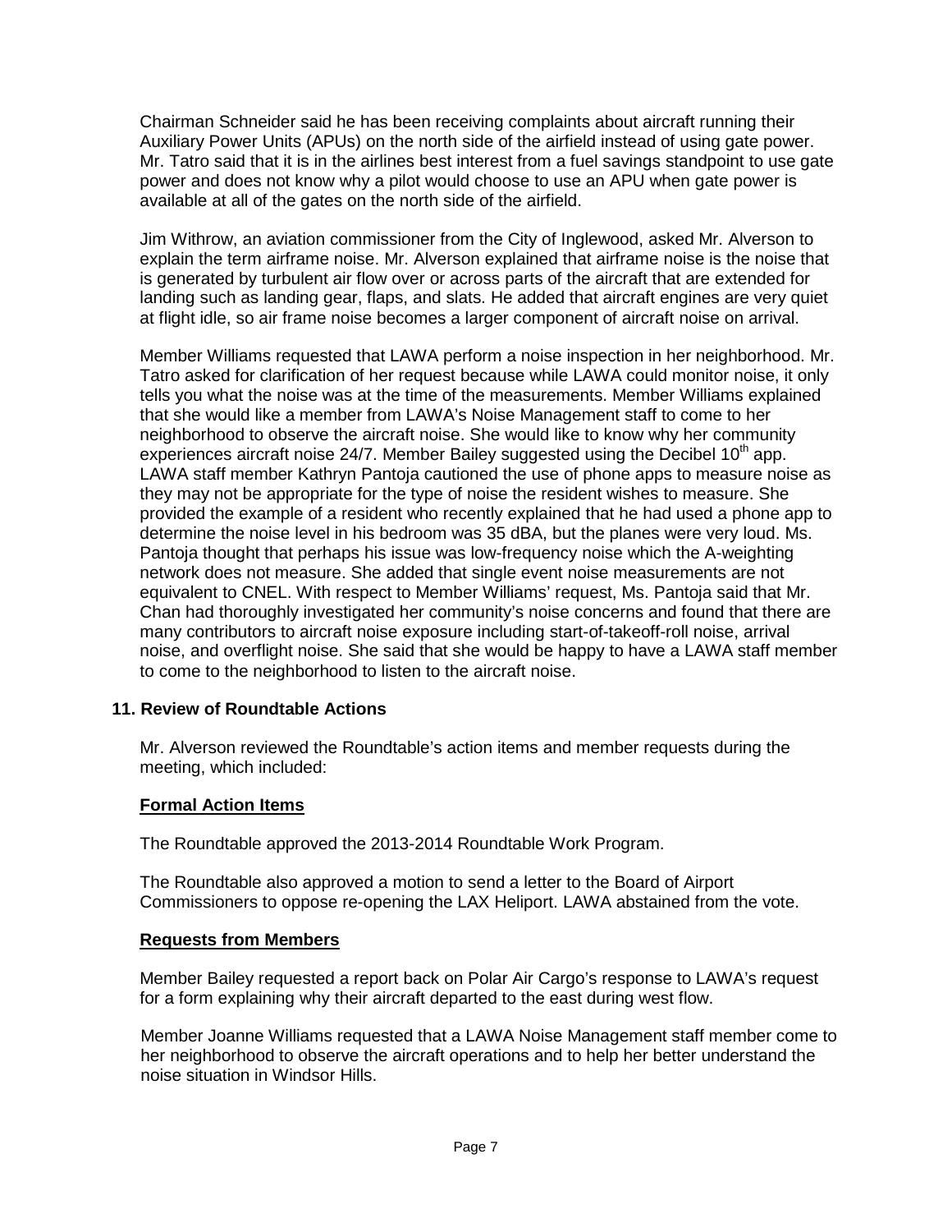Chairman Schneider said he has been receiving complaints about aircraft running their Auxiliary Power Units (APUs) on the north side of the airfield instead of using gate power. Mr. Tatro said that it is in the airlines best interest from a fuel savings standpoint to use gate power and does not know why a pilot would choose to use an APU when gate power is available at all of the gates on the north side of the airfield.

Jim Withrow, an aviation commissioner from the City of Inglewood, asked Mr. Alverson to explain the term airframe noise. Mr. Alverson explained that airframe noise is the noise that is generated by turbulent air flow over or across parts of the aircraft that are extended for landing such as landing gear, flaps, and slats. He added that aircraft engines are very quiet at flight idle, so air frame noise becomes a larger component of aircraft noise on arrival.

Member Williams requested that LAWA perform a noise inspection in her neighborhood. Mr. Tatro asked for clarification of her request because while LAWA could monitor noise, it only tells you what the noise was at the time of the measurements. Member Williams explained that she would like a member from LAWA's Noise Management staff to come to her neighborhood to observe the aircraft noise. She would like to know why her community experiences aircraft noise 24/7. Member Bailey suggested using the Decibel 10th app. LAWA staff member Kathryn Pantoja cautioned the use of phone apps to measure noise as they may not be appropriate for the type of noise the resident wishes to measure. She provided the example of a resident who recently explained that he had used a phone app to determine the noise level in his bedroom was 35 dBA, but the planes were very loud. Ms. Pantoja thought that perhaps his issue was low-frequency noise which the A-weighting network does not measure. She added that single event noise measurements are not equivalent to CNEL. With respect to Member Williams' request, Ms. Pantoja said that Mr. Chan had thoroughly investigated her community's noise concerns and found that there are many contributors to aircraft noise exposure including start-of-takeoff-roll noise, arrival noise, and overflight noise. She said that she would be happy to have a LAWA staff member to come to the neighborhood to listen to the aircraft noise.

## 11. Review of Roundtable Actions

Mr. Alverson reviewed the Roundtable's action items and member requests during the meeting, which included:

### **Formal Action Items**

The Roundtable approved the 2013-2014 Roundtable Work Program.

The Roundtable also approved a motion to send a letter to the Board of Airport Commissioners to oppose re-opening the LAX Heliport. LAWA abstained from the vote.

### **Requests from Members**

Member Bailey requested a report back on Polar Air Cargo's response to LAWA's request for a form explaining why their aircraft departed to the east during west flow.

Member Joanne Williams requested that a LAWA Noise Management staff member come to her neighborhood to observe the aircraft operations and to help her better understand the noise situation in Windsor Hills.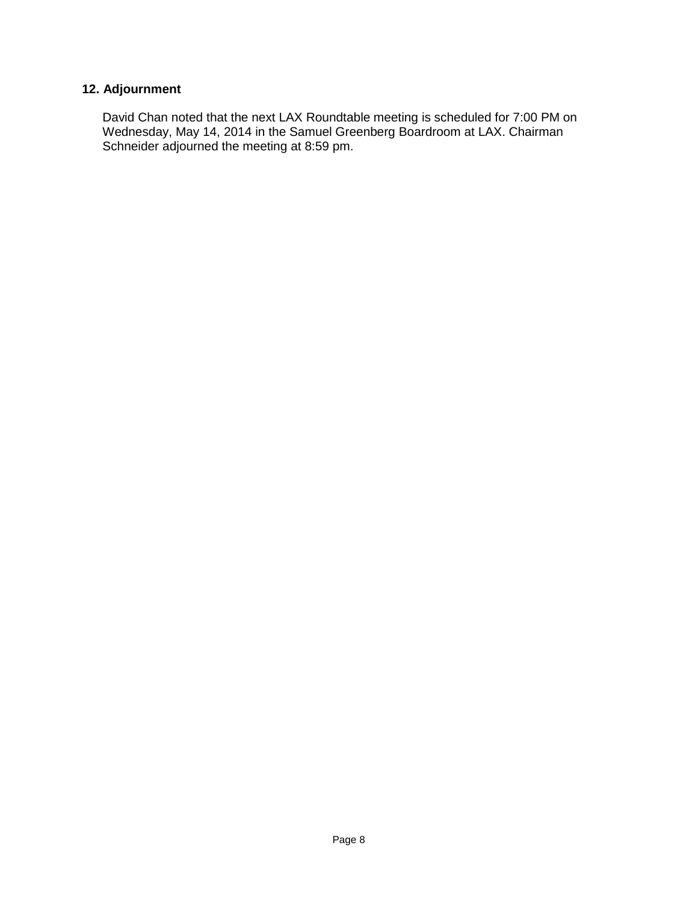## 12. Adjournment

David Chan noted that the next LAX Roundtable meeting is scheduled for 7:00 PM on Wednesday, May 14, 2014 in the Samuel Greenberg Boardroom at LAX. Chairman Schneider adjourned the meeting at 8:59 pm.